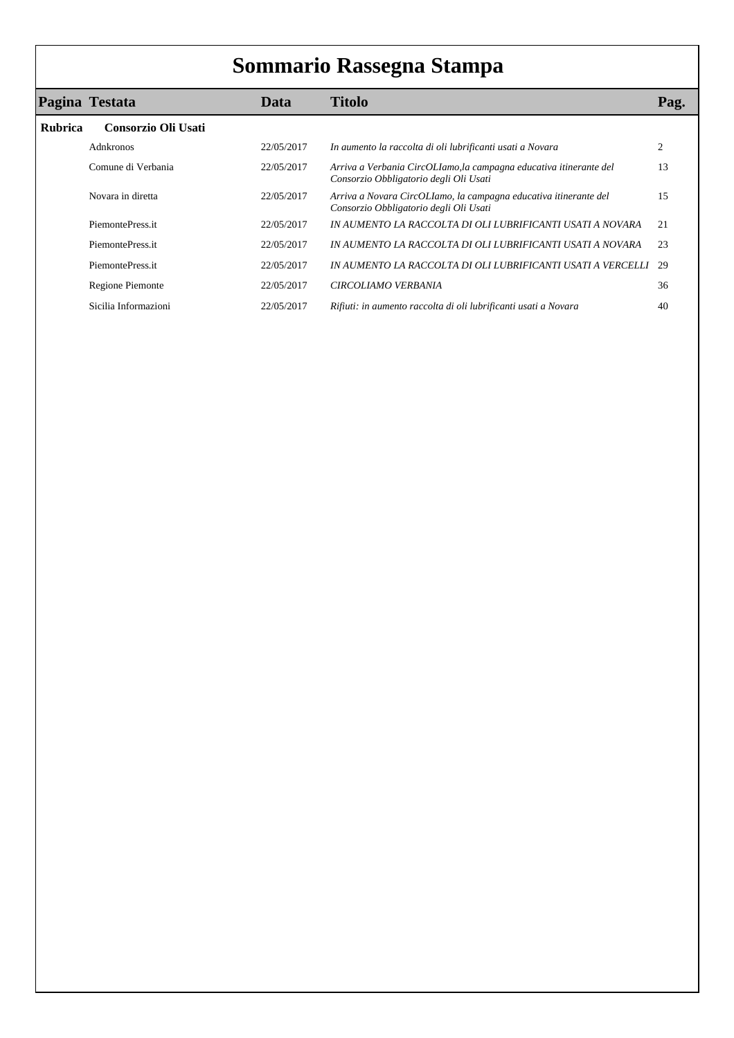# Sommario Rassegna Stampa

| Pagina | Testata | Data | Titolo | Pag. |
|---|---|---|---|---|
| **Rubrica** | **Consorzio Oli Usati** | | | |
| | Adnkronos | 22/05/2017 | *In aumento la raccolta di oli lubrificanti usati a Novara* | 2 |
| | Comune di Verbania | 22/05/2017 | *Arriva a Verbania CircOLIamo,la campagna educativa itinerante del Consorzio Obbligatorio degli Oli Usati* | 13 |
| | Novara in diretta | 22/05/2017 | *Arriva a Novara CircOLIamo, la campagna educativa itinerante del Consorzio Obbligatorio degli Oli Usati* | 15 |
| | PiemontePress.it | 22/05/2017 | *IN AUMENTO LA RACCOLTA DI OLI LUBRIFICANTI USATI A NOVARA* | 21 |
| | PiemontePress.it | 22/05/2017 | *IN AUMENTO LA RACCOLTA DI OLI LUBRIFICANTI USATI A NOVARA* | 23 |
| | PiemontePress.it | 22/05/2017 | *IN AUMENTO LA RACCOLTA DI OLI LUBRIFICANTI USATI A VERCELLI* | 29 |
| | Regione Piemonte | 22/05/2017 | *CIRCOLIAMO VERBANIA* | 36 |
| | Sicilia Informazioni | 22/05/2017 | *Rifiuti: in aumento raccolta di oli lubrificanti usati a Novara* | 40 |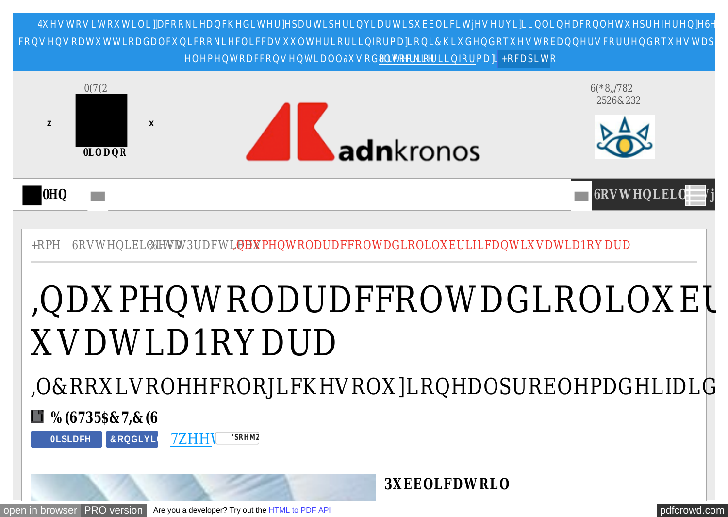4XHVWRVLWRXWLOL]]DFRRNLHDQFKHGLWHU]HSDUWLSHULQYLDUWLSXEEOLFLWjHVHUYL]LLQOLQHDFRQOHWXHSUHIHUHQ]H6H FRQVHQVRDWXWWLRDGDOFXQLFRRNLHFOLFFDVXXOWHULRULLQIRUPD]LRQL&KLXGHQGRTXHVWREDQQHUVFRUUHQGRTXHVWDS HOHPHQWRDFFRQVHQWLDOOXVRGHLFRRNLHXOWHULRULLQIRUPD]LRQL +RFDSLWR

0(7(2 z x 0LODQR

adnkronos

6(*8,/782 2526&232

0HQ 6RVWHQLELOLWj

+RPH 6RVWHQLELOLWj %HVW3UDFWLFH ,QDXPHQWRODUDFFROWDGLROLOXEULILFDQWLXVDWLD1RYDUD

# ,QDXPHQWRODUDFFROWDGLROLOXEULILFDQWLXVDWLD1RYDUD

## ,O&RRXLVROHHFRORJLFKHVROX]LRQHDOSUREOHPDGHLIDLG

**% (6735$&7,&(6**

0LSLDFH &RQGLYLGL 7ZHHW 'SRHPZ

**3XEEOLFDWRLO**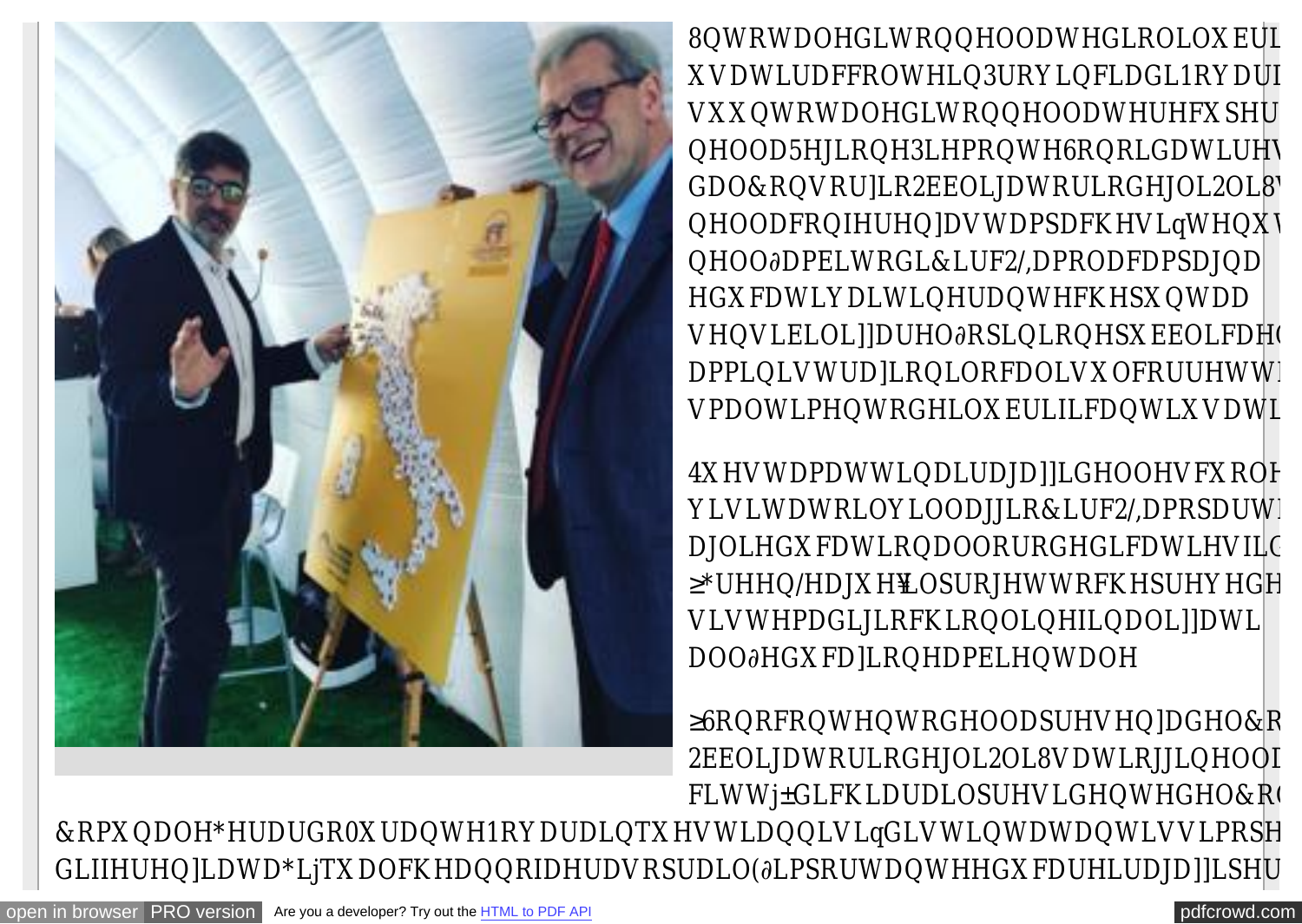8QWRWDOHGLWRQQHOODWHGLROLOX EUL
X VDWLUDFFROWHLQ3URY LQFLDGL1RY DUI
VX X QWRWDOHGLWRQQHOODWHUHFX SHU
QHOOD5HJLRQH3LHPRQWH6RQRLGDWLUHV
GDO&RQVRU]LR2EEOLJDWRULRGHJOL2OL8V
QHOODFRQIHUHQ]DVWDPSDFKHVLqWHQX
QHOO∂DPELWRGL&LUF2/,DPRODFDPSDJQD
HGX FDWLY DLWLQHUDQWHFKHSX QWDD
VHQVLELOL]]DUHO∂RSLQLRQHSX EEOLFDH
DPPLQLVWUD]LRQLORFDOLVX OFRUUHWWR
VPDOWLPHQWRGHLOX EULILFDQWLX VDWL

4X HVWDPDWWLQDLUDJD]]LGHOOHVFX RO
Y LVLWDWRLOY LOODJJLR&LUF2/,DPSDUW
DJOLHGX FDWLRQDOORURGHGLFDWLHVLO
≥*UHHQ/HDJX H¥LOSURJHWWRFKHSUHY HGH
VLVWHPDGLJLRFKLRQOLQHILQDOL]]DWL
DOO∂HGX FD]LRQHDPELHQWDOH

≥6RQRFRQWHQWRGHOODSUHVHQ]DGHO&R
2EEOLJDWRULRGHJOL2OL8VDWLRJJLQHOOD
FLWWj±GLFKLDUDLOSUHVLGHQWHGHO&R
&RPX QDOH*HUDUGR0X UDQWH1RY DUDLQTX HVWLDQQLVLqGLVWLQWDWDQWLVVLPSRSH
GLIIHUHQ]LDWD*LjTX DOFKHDQQRIDHUDVRSUDLO(∂LPSRUWDQWHHGX FDUHLUDJD]]LSHU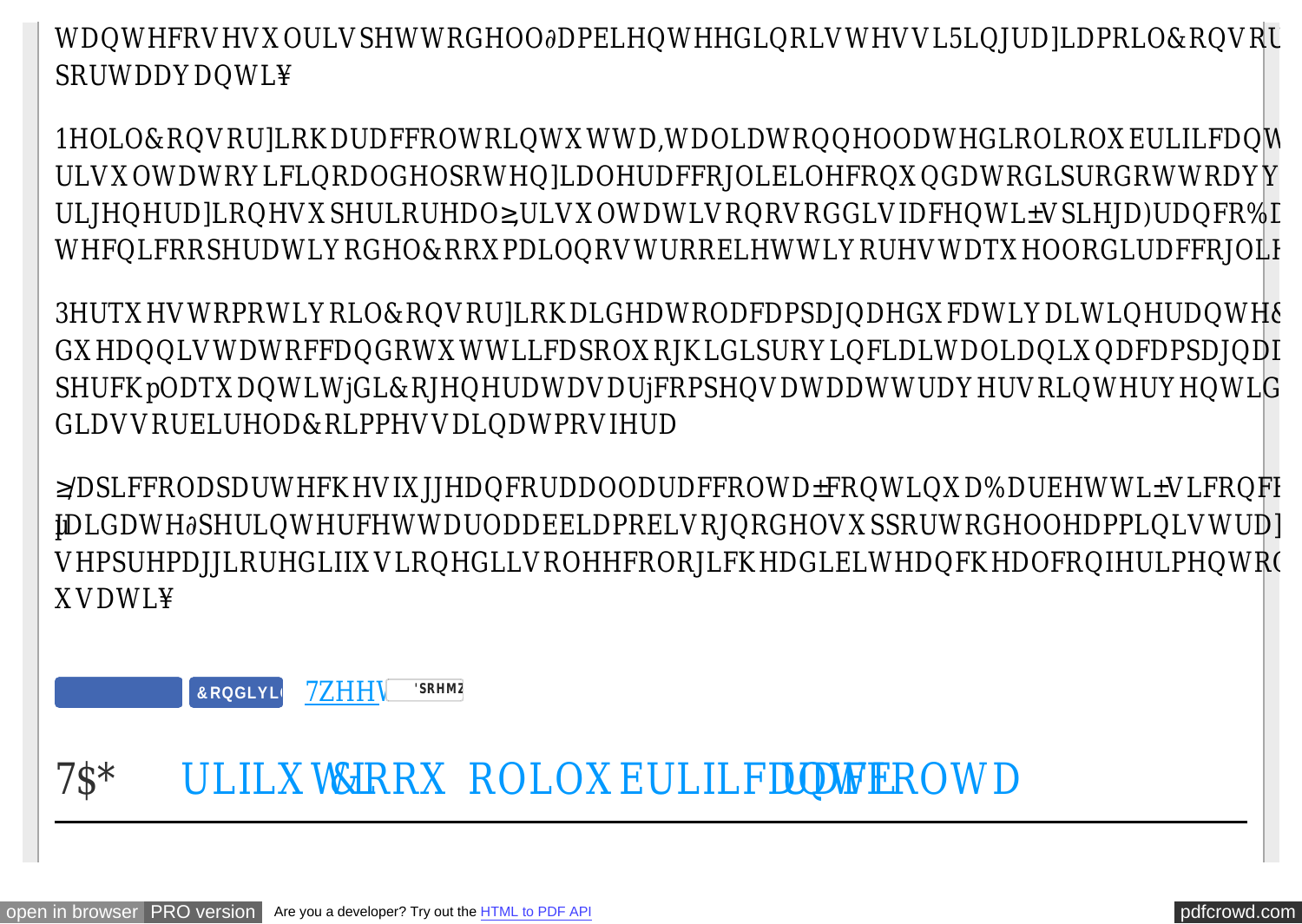WDQWHFRVHVXOULVSHWWRGHOO∂DPELHQWHHGLQRLVWHVVL5LQJUD]LDPRLO&RQVRU
SRUWDDYDQWL¥

1HOLO&RQVRU]LRKDUDFFROWRLQWXWWD,WDOLDWRQQHOODWHGLROLROLROXEULILFDQW
ULVXOWDWRYLFLQRDOGHOSRWHQ]LDOHUDFFRJOLELOHFRQXQGDWRGLSURGRWWRDYY
ULJHQHUD]LRQHVXSHULRUHDO≥ULVXOWDWLVRQRVRGGLVIDFHQWL±VSLHJD)UDQFR%D
WHFQLFRRSHUDWLYRGHO&RRXPDLQRVWURRELHWWLYRUHVWDTXHOORGLUDFFRJOL

3HUTXHVWRPRWLYRLO&RQVRU]LRKDLGHDWRODFDPSDJQDHGXFDWLYDLWLQHUDQWH&
GXHDQQLVWDWRFFDQGRWXWWLLFDSROXRJKLGLSURYLQFLDLWDOLDQLXQDFDPSDJQD
SHUFKpODTXDQWLWjGL&RJHQHUDWDVDUjFRPSHQVDWDDWWUDYHUVRLQWHUYHQWLG
GLDVVRUELUHOD&RLPPHVVDLQDWPRVIHUD

≥/DSLFFRODSDUWHFKHVIXJJHDQFRUDDOODUDFFROWD±FRQWLQXD%DUEHWWL±VLFRQF
µLDGLDWH∂SHULQWHUFHWWDUODDEEHLDPRELVRJQRGHOVXSSRUWRGHOOHDPPLQLVWUD
VHPSUHPDJJLRUHGLIIXVLRQHGLLVROHHFRORJLFKHDGLELWHDQFKHDOFRQIHULPHQWR
XVDWL¥

&RQGLYLG 7ZHHW 'SRHM2

## 7$* ULILXWL &RRX ROLOXEULILFDQWL UDFFROWD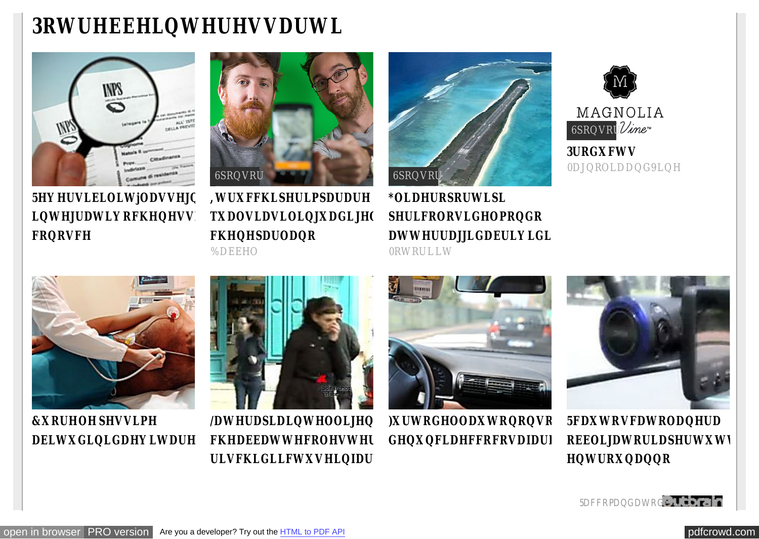# 3RWUHEEHLQWHUHVVDUWL

6SRQVRU

5HYHUVLELOLWjODVVHJQ LQWHJUDWLYRFKHQHVV FRQRVFH

6SRQVRU

,WUXFFKLSHULPSDUDUH TXDOVLDVLOLQJXDGLJH FKHQHSDUODQR

%DEEHO

6SRQVRU

*OLDHURSRUWLSL SHULFRORVLGHOPRQGR DWWHUUDJJLGDEULYLGL

0RWRULLW

MAGNOLIA Vine™

6SRQVRU

3URGXFWV

0DJQROLDDQG9LQH

&XRUHOHSHVVLPH DELWXGLQLGDHYLWDUH

/DWHUDSLDLQWHOOLJHQ FKHDEEDWWHFROHVWHU ULVFKLGLLFWXVHLQIDU

)XUWRGHOODXWRQRQVR GHQXQFLDHFFRFRVDIDU

5FDXWRVFDWRODQHUD REEOLJDWRULDSHUWXWWL HQWURXQDQQR

5DFFRPDQGDWRGD Outbrain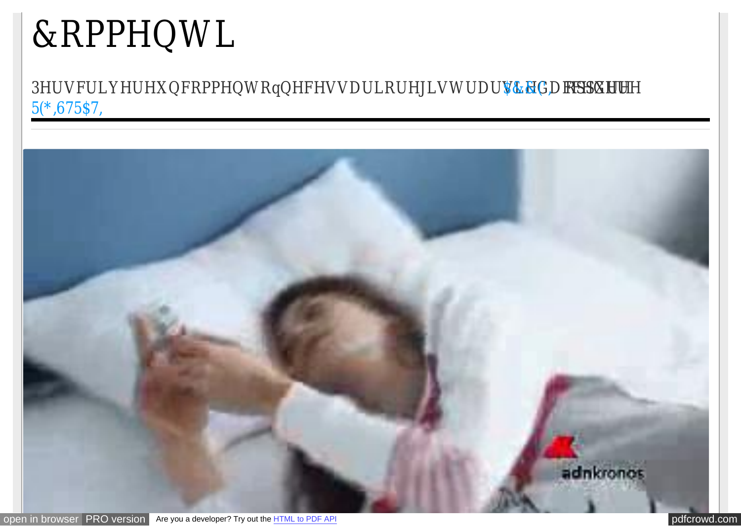# &RPPHQWL

3HUVFULYHUHXQFRPPHQWRqQHFHVVDULRUHJLVWUDUVL $&&(', RSSXUH 5(*,675$7,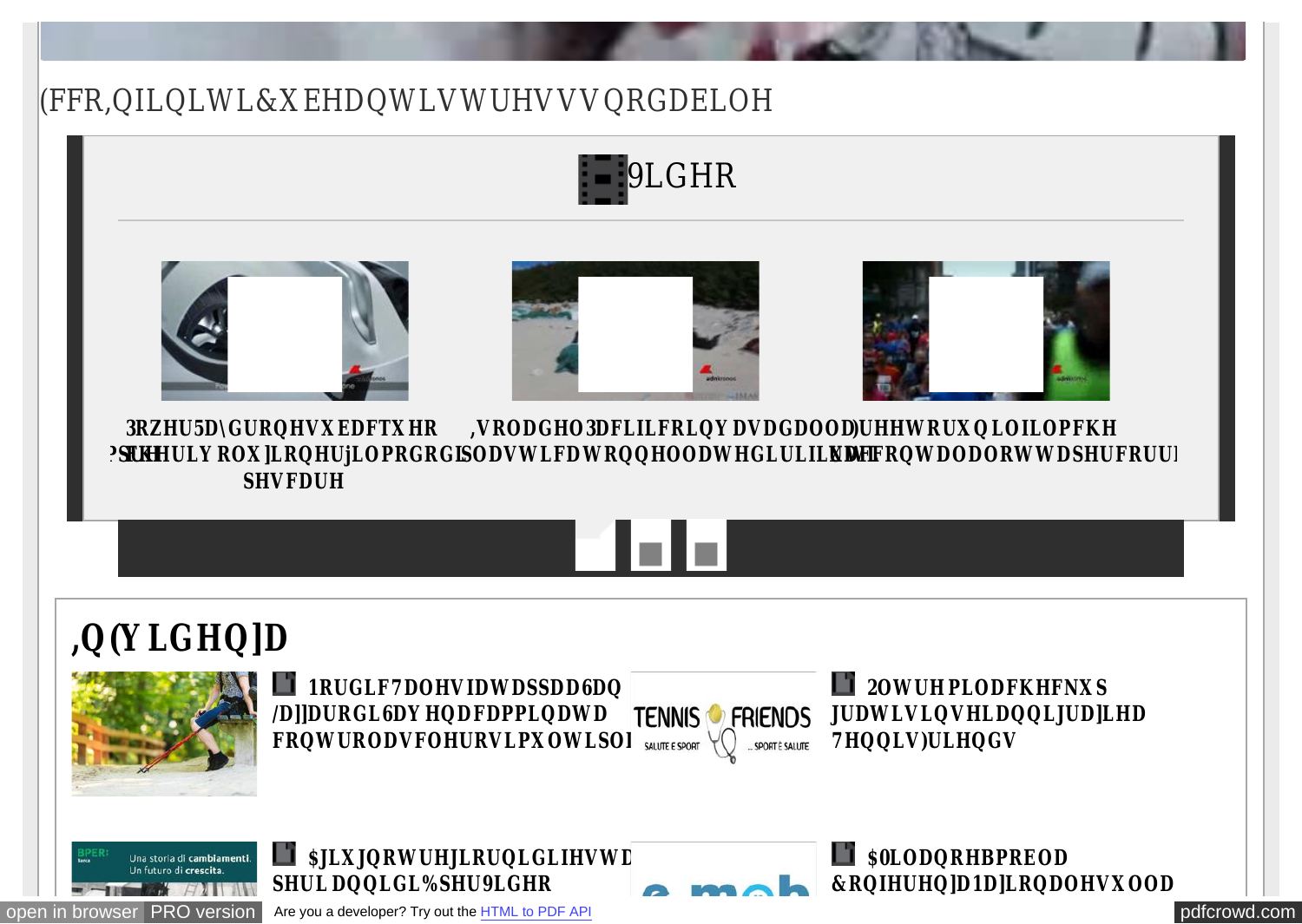(FFR,QILQLWL&XEHDQWLVWUHVVVQRGDELOH

9LGHR

**3RZHU5D\GURQHVXEDFTXHR 3LRQHULYROX]LRQHUjLOPRQGRGL SHVFDUH**

**,VRODGHO3DFLILFRLQYDVDGDOOD SODVWLFDWRQQHOODWHGLULILXWL**

**)UHHWRUXQLILOPFKH UDFFRQWDODORWWDSHUFRUU**

## ,Q(YLGHQ]D

**1RUGLF7DOHVIDWDSSDD6DQ /D]]DURGL6DYHQDFDPPLQDWD FRQWURODVFOHURVLPXOWLSOD**

**2OWUHPLOOHFKHFNXS JUDWXLWLQHLDQQLJUD]LHD 7HQQLV)ULHQGV**

**$JLXJQRWUHJLRUQLGLIHVWD SHULDQQLGL%SHU9LGHR**

**$0LODQRH\PREOD &RQIHUHQ]D1D]LRQDOHVXOOD**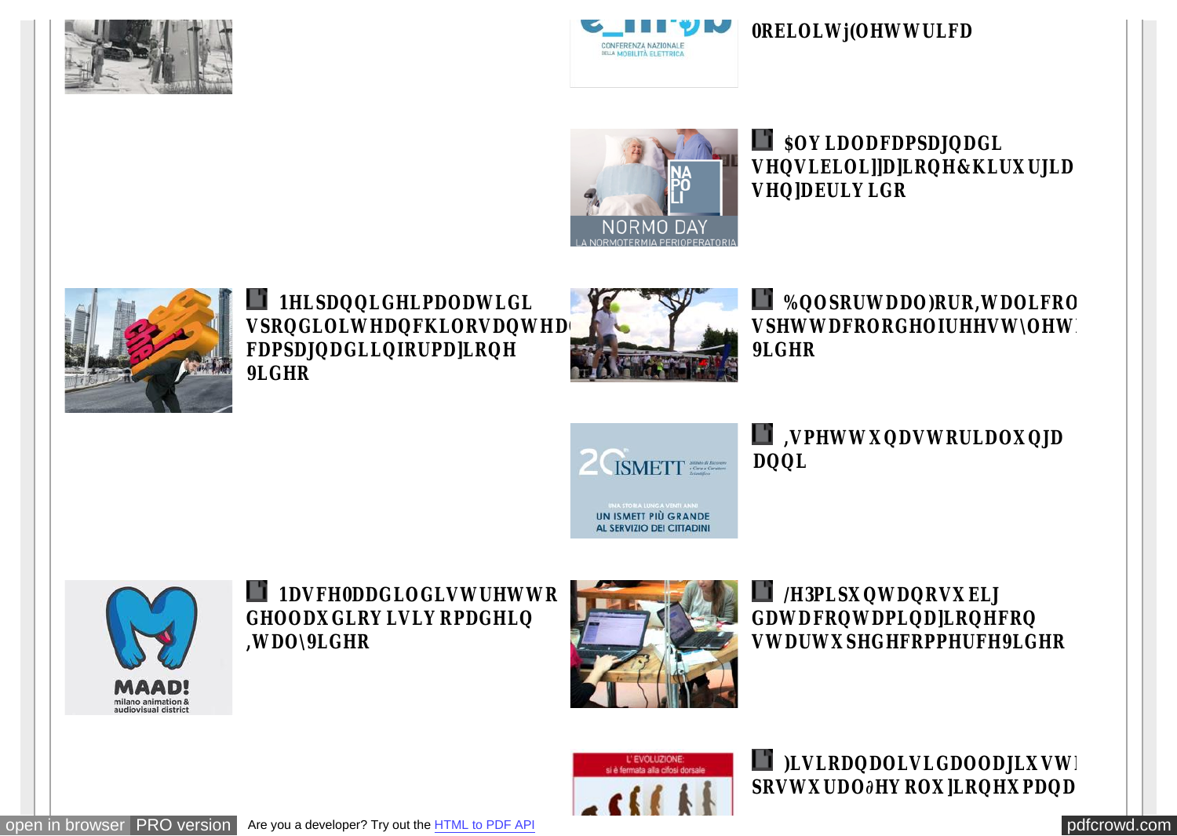0RELOLWj(OHWWULFD

$OY LDODFDPSDJQDGL VHQVLELOL]]D]LRQH&KLUXUJLD VHQ]DEULY LGR

1HLSDQQLGHLPDODWLGL VSRQGLOLWHDQFKLORVDQWHD FDPSDJQDGLLQIRUPD]LRQH 9LGHR

%QOSRUWDOO)RUR,WDOLFRO VSHWWDFRORGHOIUHHVW\OHW 9LGHR

,VPHWWXQDVWRULDOXQJD DQQL

1DVFH0DDGLOGLVWUHWWR GHOODXGLRYLVLYRPDGHLQ ,WDO\9LGHR

/H3PLSXQWDQRVXELJ GDWDFRQWDPLQD]LRQHFRQ VWDUWXSHGHFRPPHUFH9LGHR

)LVLRQDOLVLGDOODJLXVWL SRVWXUDOH∂HYROX]LRQHXPDQD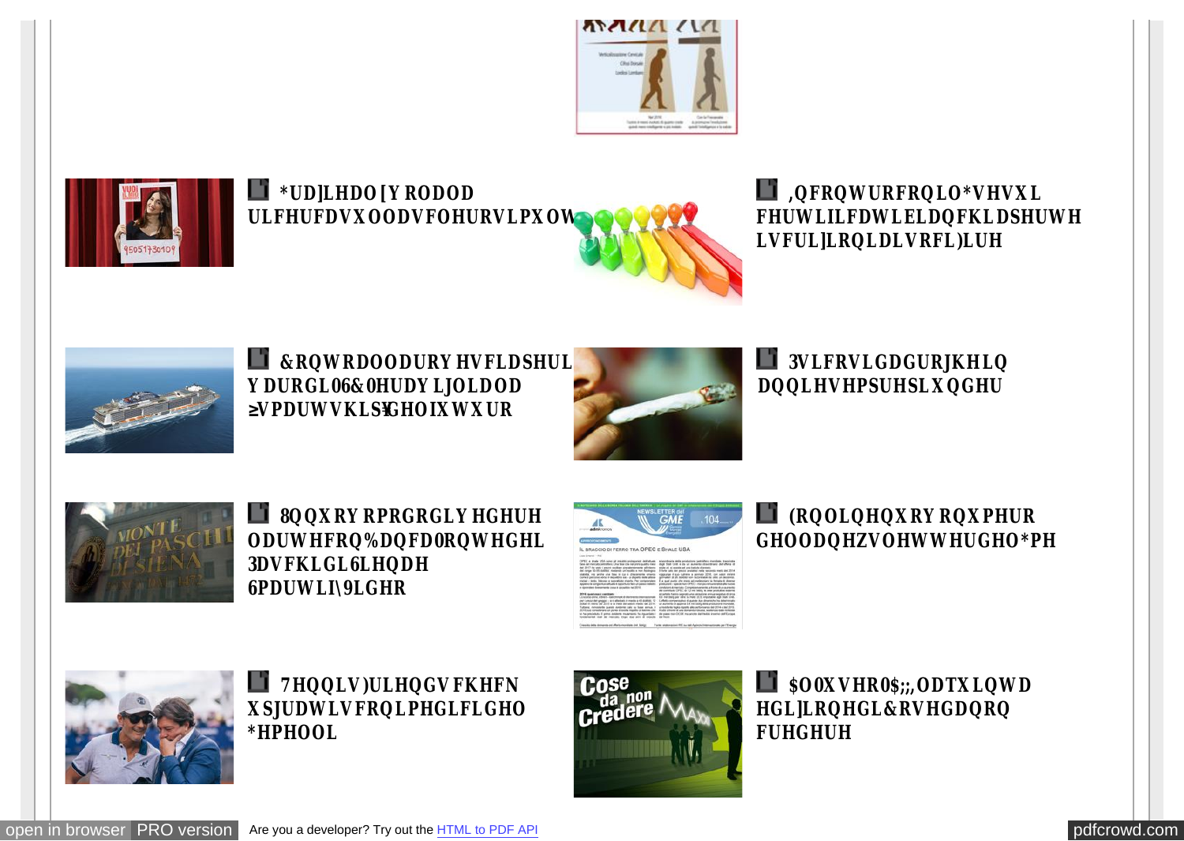*UD]LHDO[Y RODOD ULFHUFDVXOODVFOHURVLPXOW

,QFRQWURFRQLO*VHVXL FHUWLILFDWLELDQFKLDSHUWH LVFUL]LRQLDLVRFL)LUH

&RQWRDOODURYHVFLDSHUL Y DURGL06&0HUDY LJOLDDOD ≥VPDUWVKLS¥GHOIXWXUR

3VLFRVLGDGURJKHLQ DQQLHVHPSUHSLXQGHU

8QQXRY RPRGRGLY HGHUH ODUWHFRQ%DQFD0RQWHGHL 3DVFKLGL6LHQDH 6PDUWLI\9LGHR

(RQLOHQXRY RQXPHUR GHOODQHZVOHWWHUGHO*PH

7HQQLV)ULHQGVFKHFN XSJUDWLVFRQLPHGLFLGHO *HPHOOL

$OOXVHR0$;;,ODTXLQWD HGL]LRQHGL&RVHGDQRQ FUHGHUH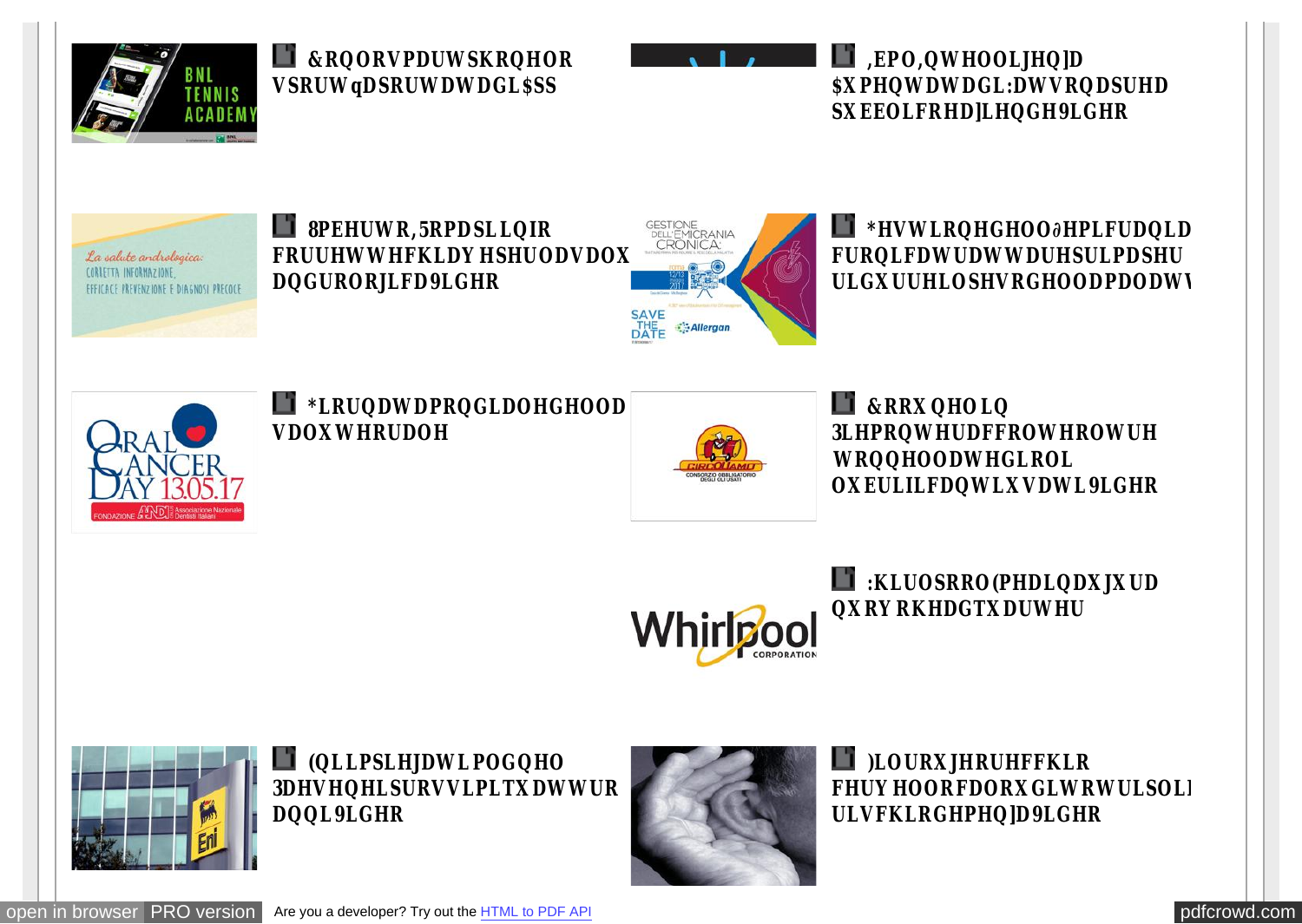&RQORVPDUWSKRQHOR VSRUWqDSRUWDWDGL$SS

,EPO,QWHOOLJHQ]D $XPHQWDWDGL:DWVRQDSUHD SXEEOLFRHD]LHQGH9LGHR

8PEHUWR,5RPDSLLQIR FRUUHWWHFKLDYHSHUODVDOX DQGURORJLFD9LGHR

*HVWLRQHGHOO∂HPLFUDQLD FURQLFDWUDWWDUHSULPDSHU ULGXUUHLOSHVRGHOODPDODWWL

*LRUQDWDPRQGLDOHGHOOD VDOXWHRUDOH

&RRXQHOLQ 3LHPRQWHUDFFROWHROWUH WRQQHOODWHGLROL OXEULILFDQWLXVDWL9LGHR

:KLUOSRRO(PHDLQDXJXUD QXRYRKHDGTXDUWHU

(QLLPSLHJDWLPOGQHO 3DHVHQHLSURVVLPLTXDWWUR DQQL9LGHR

)LOURXJHRUHFFKLR FHUYHOORFDODUXGLWRWULSOL ULVFKLRGHPHQ]D9LGHR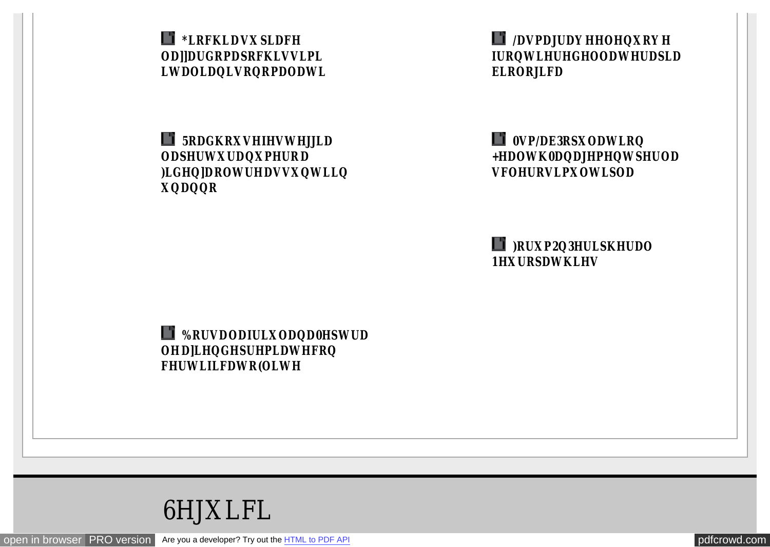**\*LRFKLDVX SLDFH OD]]DUGRPDSRFKLVVLPL LWDOLDQLVRQRPDODWL**

**5RDGKRXVHIHVWHJJLD ODSHUWXUDQXPHURD )LGHQ]DROWUHDVVXQWLLQ XQDQQR**

**%RUVDODIURXODQDD0HSWUD OHD]LHQGHSUHPLDWHFRQ FHUWLILFDWR(OLWH**

**/DVPDJUDY HHOHQXRY H IURQWLHUHGHOODWHUDSLD ELRORJLFD**

**0VP/DE3RSXODWLRQ +HDOWK0DQDJHPHQWSHUOD VFOHURVLPXOWLSOD**

**)RUXP2Q3HULSKHUDO 1HXURSDWKLHV**

6HJXLFL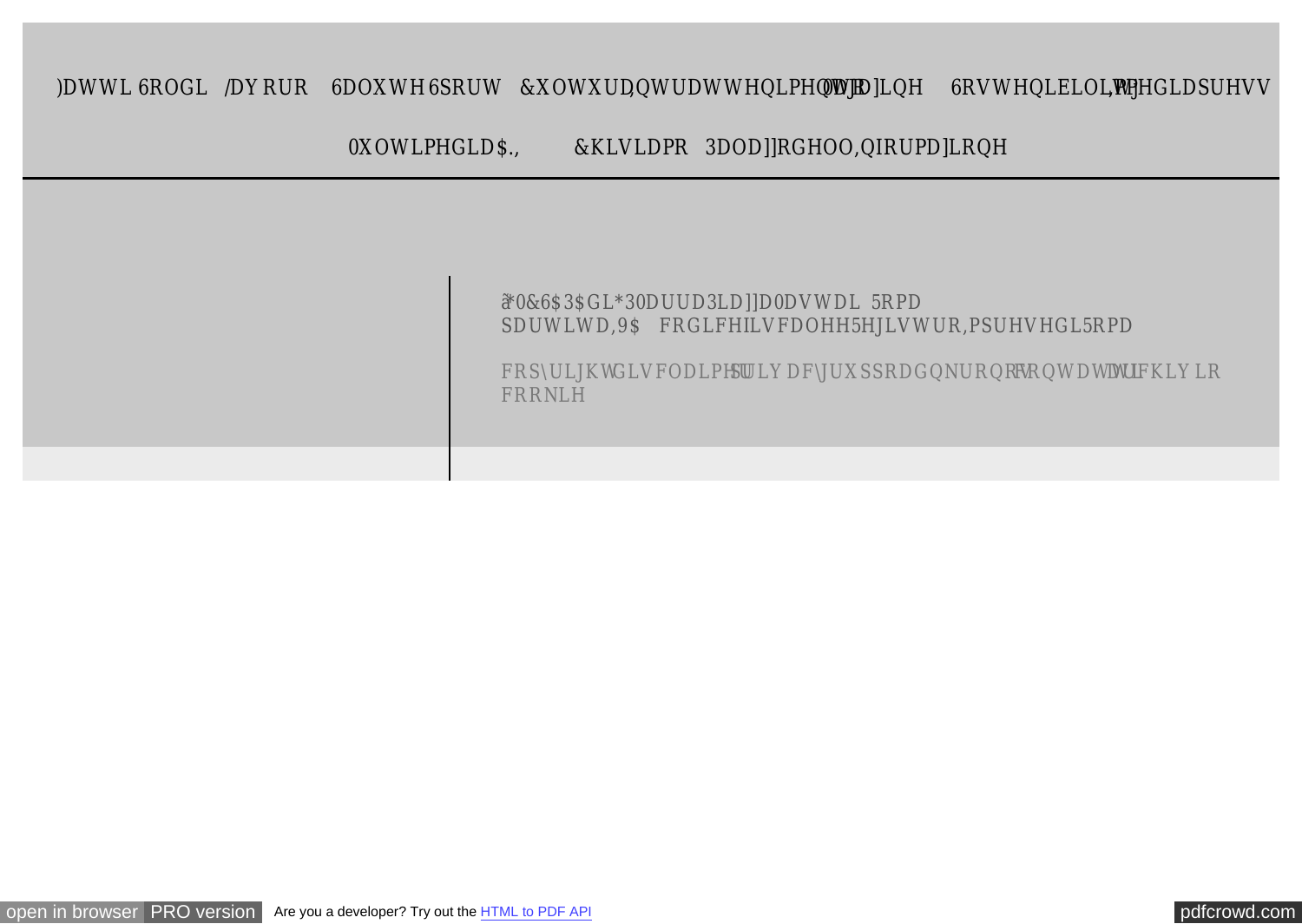)DWWL 6ROGL /DYRUR 6DOXWH 6SRUW &XOWXUD ,QWUDWWHQLPHQWR 0DJD]LQH 6RVWHQLELOLWj 0HGLDSUHVV

0XOWLPHGLD $., &KLVLDPR 3DOD]]R GHOO,QIRUPD]LRQH

ã*0&6$3$ GL *3 0DUUD 3LD]]D 0DVWDL 5RPD
SDUWLWD ,9$ FRGLFH ILVFDOH H 5HJLVWUR ,PSUHVH GL 5RPD

FRS\ULJKW GLVFODLPHU SULYDF\ JUXSSR DGQNURQRV FRQWDWWL DUFKLYLR FRRNLH